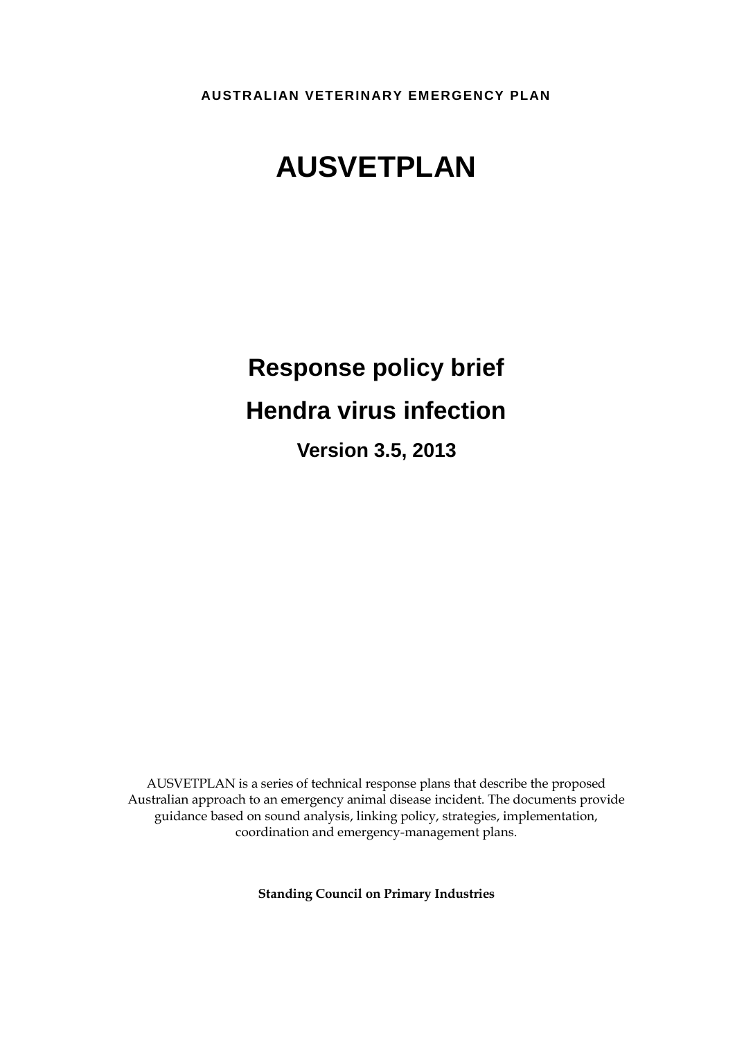**AUSTRALIAN VETERINARY EMERGENCY PLAN**

# AUSVETPLAN

## Response policy brief

## Hendra virus infection

### Version 3.5, 2013

AUSVETPLAN is a series of technical response plans that describe the proposed Australian approach to an emergency animal disease incident. The documents provide guidance based on sound analysis, linking policy, strategies, implementation, coordination and emergency-management plans.

**Standing Council on Primary Industries**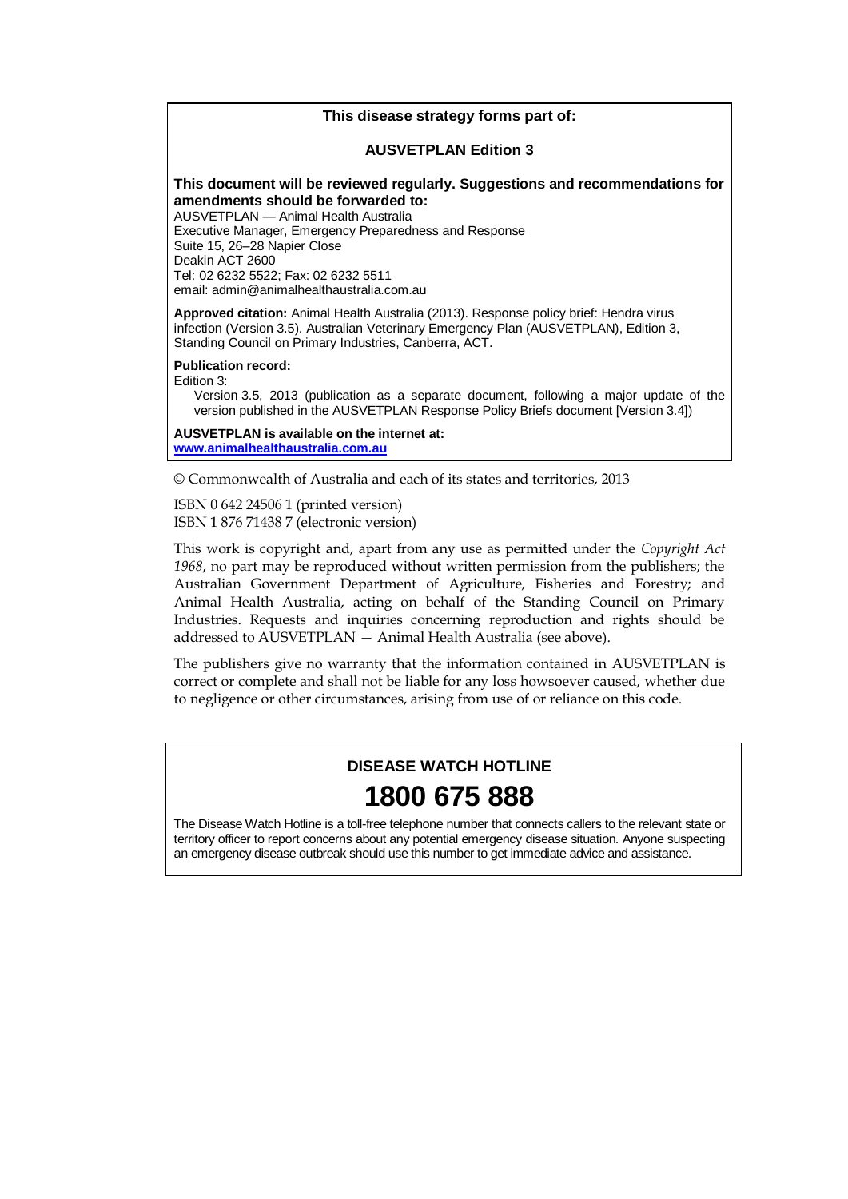**This disease strategy forms part of:**

**AUSVETPLAN Edition 3**

**This document will be reviewed regularly. Suggestions and recommendations for amendments should be forwarded to:**
AUSVETPLAN — Animal Health Australia
Executive Manager, Emergency Preparedness and Response
Suite 15, 26–28 Napier Close
Deakin ACT 2600
Tel: 02 6232 5522; Fax: 02 6232 5511
email: admin@animalhealthaustralia.com.au

**Approved citation:** Animal Health Australia (2013). Response policy brief: Hendra virus infection (Version 3.5). Australian Veterinary Emergency Plan (AUSVETPLAN), Edition 3, Standing Council on Primary Industries, Canberra, ACT.

**Publication record:**
Edition 3:
Version 3.5, 2013 (publication as a separate document, following a major update of the version published in the AUSVETPLAN Response Policy Briefs document [Version 3.4])

**AUSVETPLAN is available on the internet at:**
**www.animalhealthaustralia.com.au**

© Commonwealth of Australia and each of its states and territories, 2013

ISBN 0 642 24506 1 (printed version)
ISBN 1 876 71438 7 (electronic version)

This work is copyright and, apart from any use as permitted under the *Copyright Act 1968*, no part may be reproduced without written permission from the publishers; the Australian Government Department of Agriculture, Fisheries and Forestry; and Animal Health Australia, acting on behalf of the Standing Council on Primary Industries. Requests and inquiries concerning reproduction and rights should be addressed to AUSVETPLAN — Animal Health Australia (see above).

The publishers give no warranty that the information contained in AUSVETPLAN is correct or complete and shall not be liable for any loss howsoever caused, whether due to negligence or other circumstances, arising from use of or reliance on this code.

**DISEASE WATCH HOTLINE**

**1800 675 888**

The Disease Watch Hotline is a toll-free telephone number that connects callers to the relevant state or territory officer to report concerns about any potential emergency disease situation. Anyone suspecting an emergency disease outbreak should use this number to get immediate advice and assistance.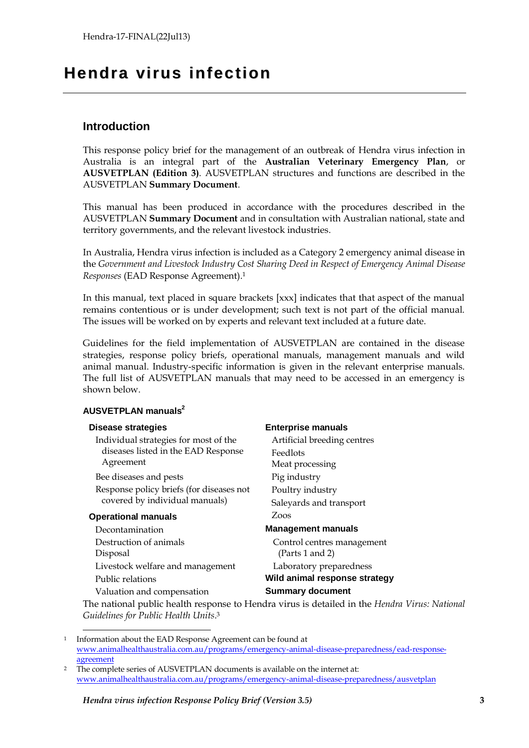# Hendra virus infection

## Introduction

This response policy brief for the management of an outbreak of Hendra virus infection in Australia is an integral part of the **Australian Veterinary Emergency Plan**, or **AUSVETPLAN (Edition 3)**. AUSVETPLAN structures and functions are described in the AUSVETPLAN **Summary Document**.

This manual has been produced in accordance with the procedures described in the AUSVETPLAN **Summary Document** and in consultation with Australian national, state and territory governments, and the relevant livestock industries.

In Australia, Hendra virus infection is included as a Category 2 emergency animal disease in the *Government and Livestock Industry Cost Sharing Deed in Respect of Emergency Animal Disease Responses* (EAD Response Agreement).[1]

In this manual, text placed in square brackets [xxx] indicates that that aspect of the manual remains contentious or is under development; such text is not part of the official manual. The issues will be worked on by experts and relevant text included at a future date.

Guidelines for the field implementation of AUSVETPLAN are contained in the disease strategies, response policy briefs, operational manuals, management manuals and wild animal manual. Industry-specific information is given in the relevant enterprise manuals. The full list of AUSVETPLAN manuals that may need to be accessed in an emergency is shown below.

### AUSVETPLAN manuals[2]

**Disease strategies**

- Individual strategies for most of the diseases listed in the EAD Response Agreement
- Bee diseases and pests
- Response policy briefs (for diseases not covered by individual manuals)

**Operational manuals**

- Decontamination
- Destruction of animals
- Disposal
- Livestock welfare and management
- Public relations
- Valuation and compensation

**Enterprise manuals**

- Artificial breeding centres
- Feedlots
- Meat processing
- Pig industry
- Poultry industry
- Saleyards and transport
- Zoos

**Management manuals**

- Control centres management (Parts 1 and 2)
- Laboratory preparedness

**Wild animal response strategy**

**Summary document**

The national public health response to Hendra virus is detailed in the *Hendra Virus: National Guidelines for Public Health Units*.[3]

---

[1] Information about the EAD Response Agreement can be found at www.animalhealthaustralia.com.au/programs/emergency-animal-disease-preparedness/ead-response-agreement

[2] The complete series of AUSVETPLAN documents is available on the internet at: www.animalhealthaustralia.com.au/programs/emergency-animal-disease-preparedness/ausvetplan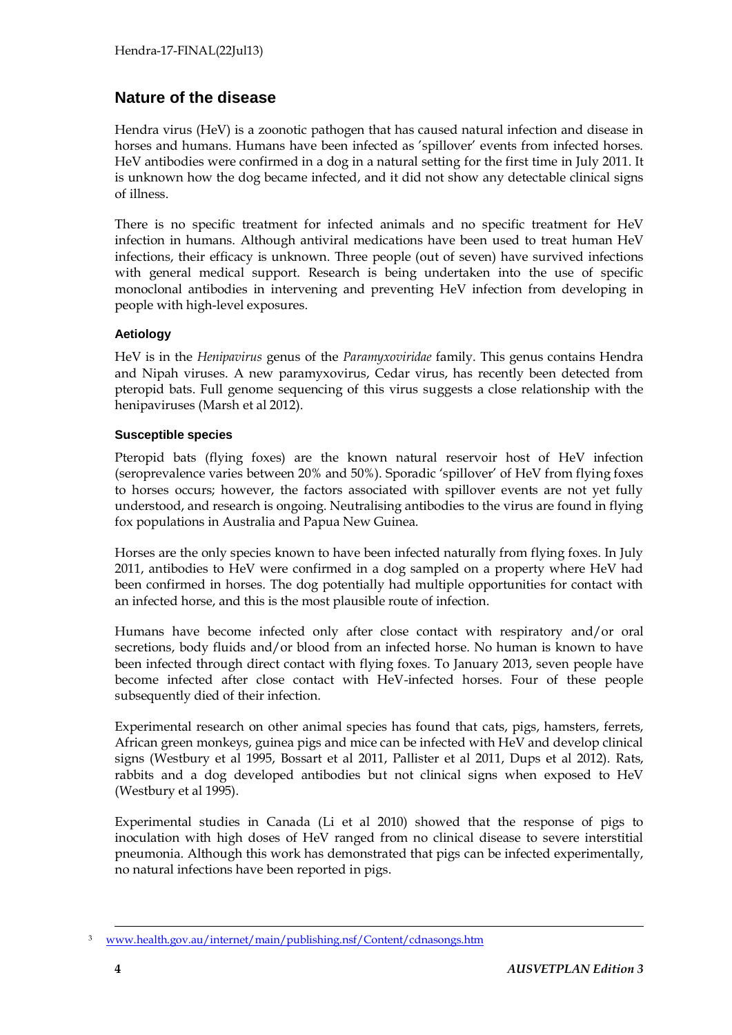## Nature of the disease

Hendra virus (HeV) is a zoonotic pathogen that has caused natural infection and disease in horses and humans. Humans have been infected as 'spillover' events from infected horses. HeV antibodies were confirmed in a dog in a natural setting for the first time in July 2011. It is unknown how the dog became infected, and it did not show any detectable clinical signs of illness.

There is no specific treatment for infected animals and no specific treatment for HeV infection in humans. Although antiviral medications have been used to treat human HeV infections, their efficacy is unknown. Three people (out of seven) have survived infections with general medical support. Research is being undertaken into the use of specific monoclonal antibodies in intervening and preventing HeV infection from developing in people with high-level exposures.

### Aetiology

HeV is in the *Henipavirus* genus of the *Paramyxoviridae* family. This genus contains Hendra and Nipah viruses. A new paramyxovirus, Cedar virus, has recently been detected from pteropid bats. Full genome sequencing of this virus suggests a close relationship with the henipaviruses (Marsh et al 2012).

### Susceptible species

Pteropid bats (flying foxes) are the known natural reservoir host of HeV infection (seroprevalence varies between 20% and 50%). Sporadic 'spillover' of HeV from flying foxes to horses occurs; however, the factors associated with spillover events are not yet fully understood, and research is ongoing. Neutralising antibodies to the virus are found in flying fox populations in Australia and Papua New Guinea.

Horses are the only species known to have been infected naturally from flying foxes. In July 2011, antibodies to HeV were confirmed in a dog sampled on a property where HeV had been confirmed in horses. The dog potentially had multiple opportunities for contact with an infected horse, and this is the most plausible route of infection.

Humans have become infected only after close contact with respiratory and/or oral secretions, body fluids and/or blood from an infected horse. No human is known to have been infected through direct contact with flying foxes. To January 2013, seven people have become infected after close contact with HeV-infected horses. Four of these people subsequently died of their infection.

Experimental research on other animal species has found that cats, pigs, hamsters, ferrets, African green monkeys, guinea pigs and mice can be infected with HeV and develop clinical signs (Westbury et al 1995, Bossart et al 2011, Pallister et al 2011, Dups et al 2012). Rats, rabbits and a dog developed antibodies but not clinical signs when exposed to HeV (Westbury et al 1995).

Experimental studies in Canada (Li et al 2010) showed that the response of pigs to inoculation with high doses of HeV ranged from no clinical disease to severe interstitial pneumonia. Although this work has demonstrated that pigs can be infected experimentally, no natural infections have been reported in pigs.

---

[3] www.health.gov.au/internet/main/publishing.nsf/Content/cdnasongs.htm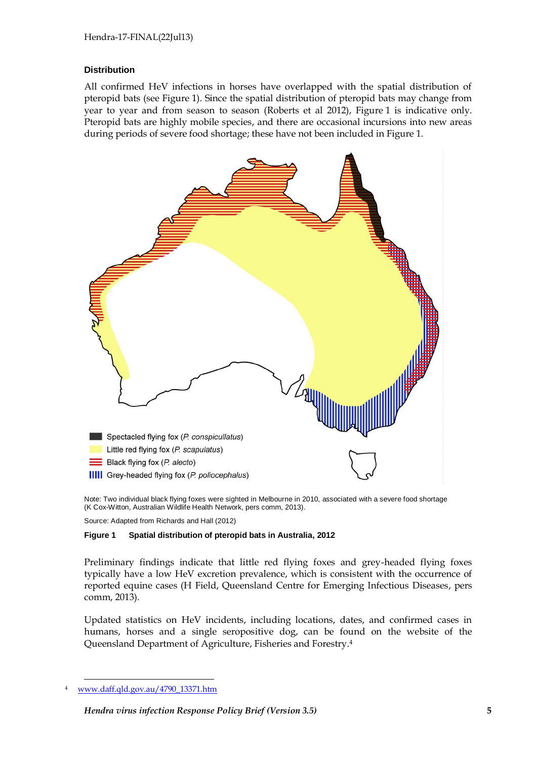### Distribution

All confirmed HeV infections in horses have overlapped with the spatial distribution of pteropid bats (see Figure 1). Since the spatial distribution of pteropid bats may change from year to year and from season to season (Roberts et al 2012), Figure 1 is indicative only. Pteropid bats are highly mobile species, and there are occasional incursions into new areas during periods of severe food shortage; these have not been included in Figure 1.

Spectacled flying fox (*P. conspicullatus*)
Little red flying fox (*P. scapulatus*)
Black flying fox (*P. alecto*)
Grey-headed flying fox (*P. poliocephalus*)

Note: Two individual black flying foxes were sighted in Melbourne in 2010, associated with a severe food shortage (K Cox-Witton, Australian Wildlife Health Network, pers comm, 2013).

Source: Adapted from Richards and Hall (2012)

**Figure 1 Spatial distribution of pteropid bats in Australia, 2012**

Preliminary findings indicate that little red flying foxes and grey-headed flying foxes typically have a low HeV excretion prevalence, which is consistent with the occurrence of reported equine cases (H Field, Queensland Centre for Emerging Infectious Diseases, pers comm, 2013).

Updated statistics on HeV incidents, including locations, dates, and confirmed cases in humans, horses and a single seropositive dog, can be found on the website of the Queensland Department of Agriculture, Fisheries and Forestry.[4]

---

[4] www.daff.qld.gov.au/4790_13371.htm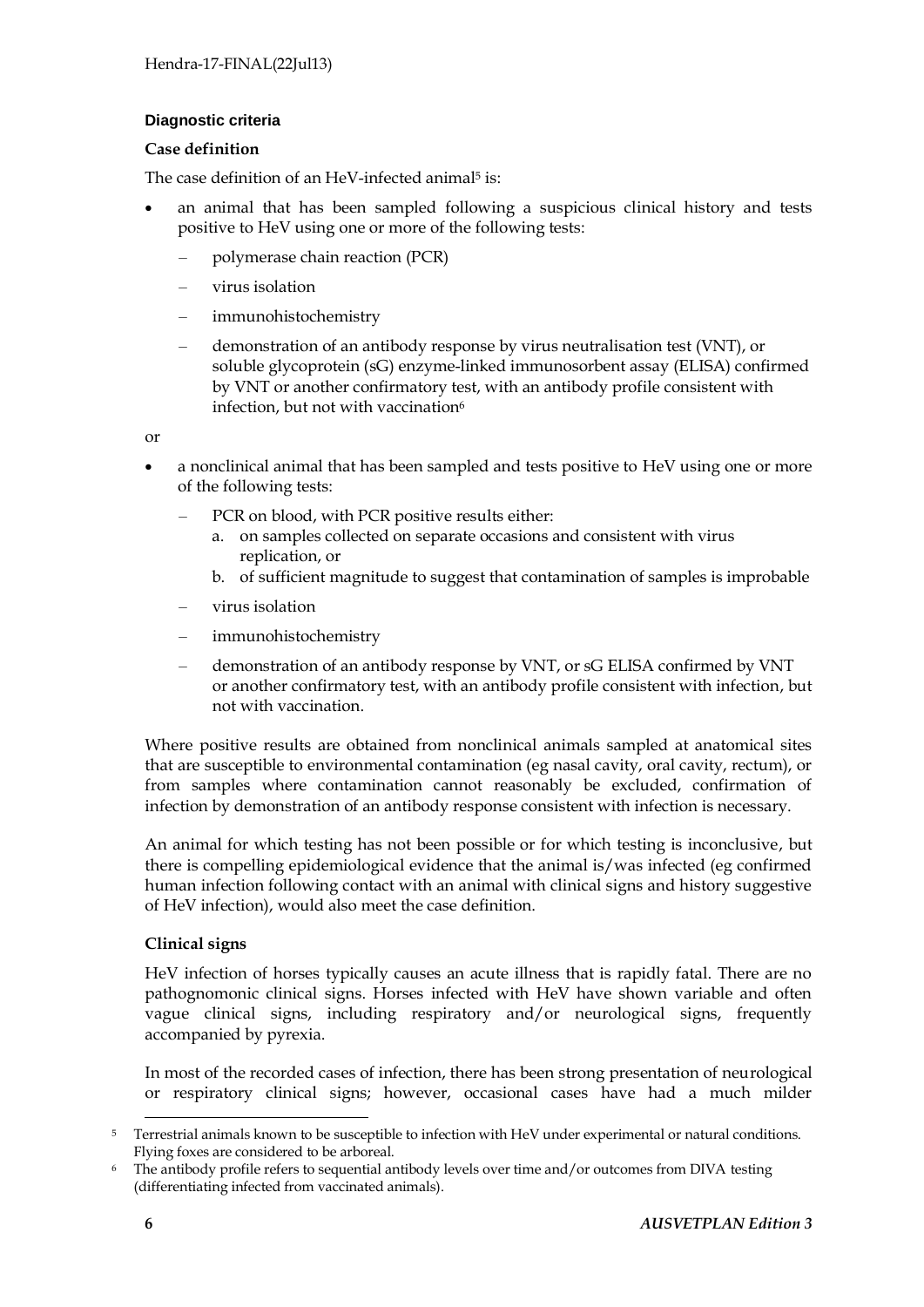### Diagnostic criteria

#### Case definition

The case definition of an HeV-infected animal[5] is:

- an animal that has been sampled following a suspicious clinical history and tests positive to HeV using one or more of the following tests:
  - polymerase chain reaction (PCR)
  - virus isolation
  - immunohistochemistry
  - demonstration of an antibody response by virus neutralisation test (VNT), or soluble glycoprotein (sG) enzyme-linked immunosorbent assay (ELISA) confirmed by VNT or another confirmatory test, with an antibody profile consistent with infection, but not with vaccination[6]

or

- a nonclinical animal that has been sampled and tests positive to HeV using one or more of the following tests:
  - PCR on blood, with PCR positive results either:
    a. on samples collected on separate occasions and consistent with virus replication, or
    b. of sufficient magnitude to suggest that contamination of samples is improbable
  - virus isolation
  - immunohistochemistry
  - demonstration of an antibody response by VNT, or sG ELISA confirmed by VNT or another confirmatory test, with an antibody profile consistent with infection, but not with vaccination.

Where positive results are obtained from nonclinical animals sampled at anatomical sites that are susceptible to environmental contamination (eg nasal cavity, oral cavity, rectum), or from samples where contamination cannot reasonably be excluded, confirmation of infection by demonstration of an antibody response consistent with infection is necessary.

An animal for which testing has not been possible or for which testing is inconclusive, but there is compelling epidemiological evidence that the animal is/was infected (eg confirmed human infection following contact with an animal with clinical signs and history suggestive of HeV infection), would also meet the case definition.

#### Clinical signs

HeV infection of horses typically causes an acute illness that is rapidly fatal. There are no pathognomonic clinical signs. Horses infected with HeV have shown variable and often vague clinical signs, including respiratory and/or neurological signs, frequently accompanied by pyrexia.

In most of the recorded cases of infection, there has been strong presentation of neurological or respiratory clinical signs; however, occasional cases have had a much milder

---

[5] Terrestrial animals known to be susceptible to infection with HeV under experimental or natural conditions. Flying foxes are considered to be arboreal.

[6] The antibody profile refers to sequential antibody levels over time and/or outcomes from DIVA testing (differentiating infected from vaccinated animals).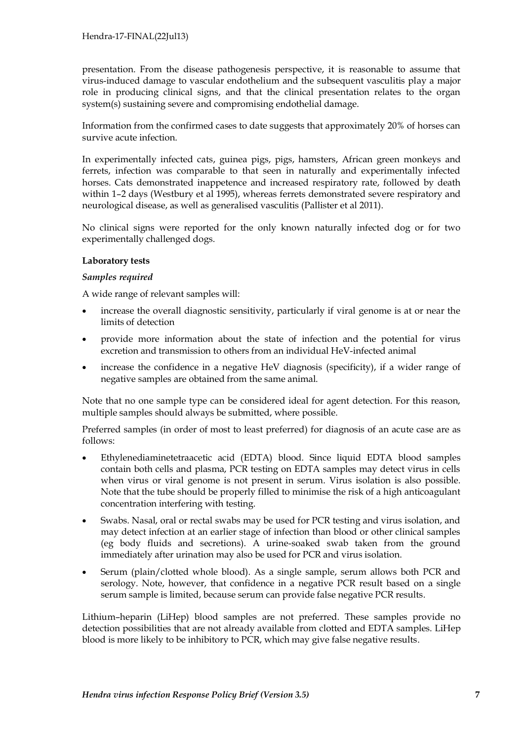presentation. From the disease pathogenesis perspective, it is reasonable to assume that virus-induced damage to vascular endothelium and the subsequent vasculitis play a major role in producing clinical signs, and that the clinical presentation relates to the organ system(s) sustaining severe and compromising endothelial damage.

Information from the confirmed cases to date suggests that approximately 20% of horses can survive acute infection.

In experimentally infected cats, guinea pigs, pigs, hamsters, African green monkeys and ferrets, infection was comparable to that seen in naturally and experimentally infected horses. Cats demonstrated inappetence and increased respiratory rate, followed by death within 1–2 days (Westbury et al 1995), whereas ferrets demonstrated severe respiratory and neurological disease, as well as generalised vasculitis (Pallister et al 2011).

No clinical signs were reported for the only known naturally infected dog or for two experimentally challenged dogs.

**Laboratory tests**

*Samples required*

A wide range of relevant samples will:

- increase the overall diagnostic sensitivity, particularly if viral genome is at or near the limits of detection
- provide more information about the state of infection and the potential for virus excretion and transmission to others from an individual HeV-infected animal
- increase the confidence in a negative HeV diagnosis (specificity), if a wider range of negative samples are obtained from the same animal.

Note that no one sample type can be considered ideal for agent detection. For this reason, multiple samples should always be submitted, where possible.

Preferred samples (in order of most to least preferred) for diagnosis of an acute case are as follows:

- Ethylenediaminetetraacetic acid (EDTA) blood. Since liquid EDTA blood samples contain both cells and plasma, PCR testing on EDTA samples may detect virus in cells when virus or viral genome is not present in serum. Virus isolation is also possible. Note that the tube should be properly filled to minimise the risk of a high anticoagulant concentration interfering with testing.
- Swabs. Nasal, oral or rectal swabs may be used for PCR testing and virus isolation, and may detect infection at an earlier stage of infection than blood or other clinical samples (eg body fluids and secretions). A urine-soaked swab taken from the ground immediately after urination may also be used for PCR and virus isolation.
- Serum (plain/clotted whole blood). As a single sample, serum allows both PCR and serology. Note, however, that confidence in a negative PCR result based on a single serum sample is limited, because serum can provide false negative PCR results.

Lithium–heparin (LiHep) blood samples are not preferred. These samples provide no detection possibilities that are not already available from clotted and EDTA samples. LiHep blood is more likely to be inhibitory to PCR, which may give false negative results.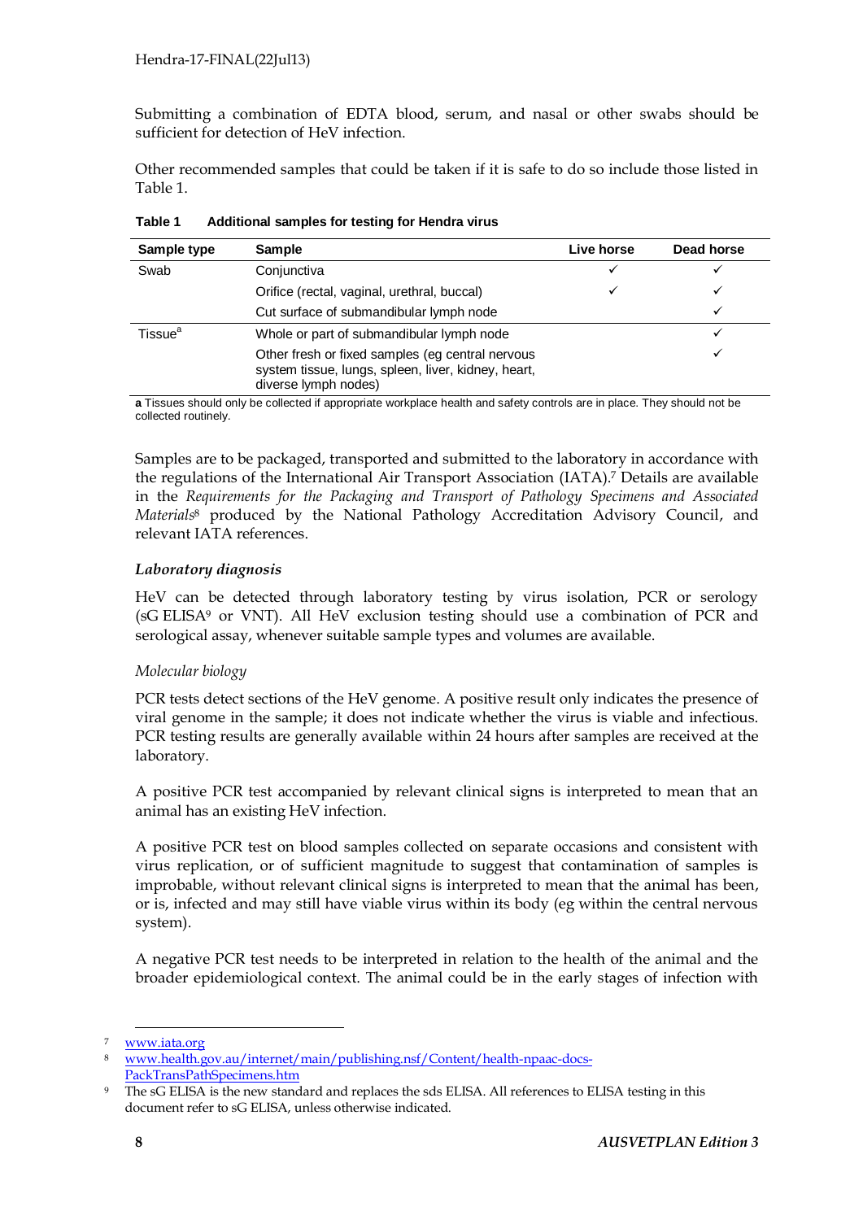Submitting a combination of EDTA blood, serum, and nasal or other swabs should be sufficient for detection of HeV infection.

Other recommended samples that could be taken if it is safe to do so include those listed in Table 1.

**Table 1 Additional samples for testing for Hendra virus**

| Sample type | Sample | Live horse | Dead horse |
|---|---|---|---|
| Swab | Conjunctiva | ✓ | ✓ |
| | Orifice (rectal, vaginal, urethral, buccal) | ✓ | ✓ |
| | Cut surface of submandibular lymph node | | ✓ |
| Tissue[a] | Whole or part of submandibular lymph node | | ✓ |
| | Other fresh or fixed samples (eg central nervous system tissue, lungs, spleen, liver, kidney, heart, diverse lymph nodes) | | ✓ |

**a** Tissues should only be collected if appropriate workplace health and safety controls are in place. They should not be collected routinely.

Samples are to be packaged, transported and submitted to the laboratory in accordance with the regulations of the International Air Transport Association (IATA).[7] Details are available in the *Requirements for the Packaging and Transport of Pathology Specimens and Associated Materials*[8] produced by the National Pathology Accreditation Advisory Council, and relevant IATA references.

### *Laboratory diagnosis*

HeV can be detected through laboratory testing by virus isolation, PCR or serology (sG ELISA[9] or VNT). All HeV exclusion testing should use a combination of PCR and serological assay, whenever suitable sample types and volumes are available.

#### *Molecular biology*

PCR tests detect sections of the HeV genome. A positive result only indicates the presence of viral genome in the sample; it does not indicate whether the virus is viable and infectious. PCR testing results are generally available within 24 hours after samples are received at the laboratory.

A positive PCR test accompanied by relevant clinical signs is interpreted to mean that an animal has an existing HeV infection.

A positive PCR test on blood samples collected on separate occasions and consistent with virus replication, or of sufficient magnitude to suggest that contamination of samples is improbable, without relevant clinical signs is interpreted to mean that the animal has been, or is, infected and may still have viable virus within its body (eg within the central nervous system).

A negative PCR test needs to be interpreted in relation to the health of the animal and the broader epidemiological context. The animal could be in the early stages of infection with

---

7 www.iata.org

8 www.health.gov.au/internet/main/publishing.nsf/Content/health-npaac-docs-PackTransPathSpecimens.htm

9 The sG ELISA is the new standard and replaces the sds ELISA. All references to ELISA testing in this document refer to sG ELISA, unless otherwise indicated.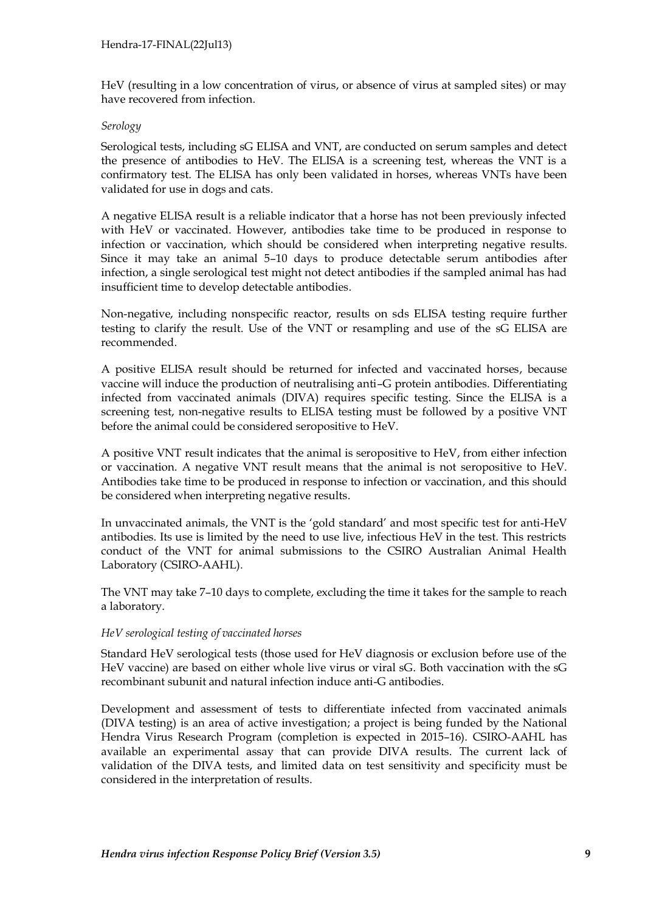HeV (resulting in a low concentration of virus, or absence of virus at sampled sites) or may have recovered from infection.

*Serology*

Serological tests, including sG ELISA and VNT, are conducted on serum samples and detect the presence of antibodies to HeV. The ELISA is a screening test, whereas the VNT is a confirmatory test. The ELISA has only been validated in horses, whereas VNTs have been validated for use in dogs and cats.

A negative ELISA result is a reliable indicator that a horse has not been previously infected with HeV or vaccinated. However, antibodies take time to be produced in response to infection or vaccination, which should be considered when interpreting negative results. Since it may take an animal 5–10 days to produce detectable serum antibodies after infection, a single serological test might not detect antibodies if the sampled animal has had insufficient time to develop detectable antibodies.

Non-negative, including nonspecific reactor, results on sds ELISA testing require further testing to clarify the result. Use of the VNT or resampling and use of the sG ELISA are recommended.

A positive ELISA result should be returned for infected and vaccinated horses, because vaccine will induce the production of neutralising anti–G protein antibodies. Differentiating infected from vaccinated animals (DIVA) requires specific testing. Since the ELISA is a screening test, non-negative results to ELISA testing must be followed by a positive VNT before the animal could be considered seropositive to HeV.

A positive VNT result indicates that the animal is seropositive to HeV, from either infection or vaccination. A negative VNT result means that the animal is not seropositive to HeV. Antibodies take time to be produced in response to infection or vaccination, and this should be considered when interpreting negative results.

In unvaccinated animals, the VNT is the 'gold standard' and most specific test for anti-HeV antibodies. Its use is limited by the need to use live, infectious HeV in the test. This restricts conduct of the VNT for animal submissions to the CSIRO Australian Animal Health Laboratory (CSIRO-AAHL).

The VNT may take 7–10 days to complete, excluding the time it takes for the sample to reach a laboratory.

*HeV serological testing of vaccinated horses*

Standard HeV serological tests (those used for HeV diagnosis or exclusion before use of the HeV vaccine) are based on either whole live virus or viral sG. Both vaccination with the sG recombinant subunit and natural infection induce anti-G antibodies.

Development and assessment of tests to differentiate infected from vaccinated animals (DIVA testing) is an area of active investigation; a project is being funded by the National Hendra Virus Research Program (completion is expected in 2015–16). CSIRO-AAHL has available an experimental assay that can provide DIVA results. The current lack of validation of the DIVA tests, and limited data on test sensitivity and specificity must be considered in the interpretation of results.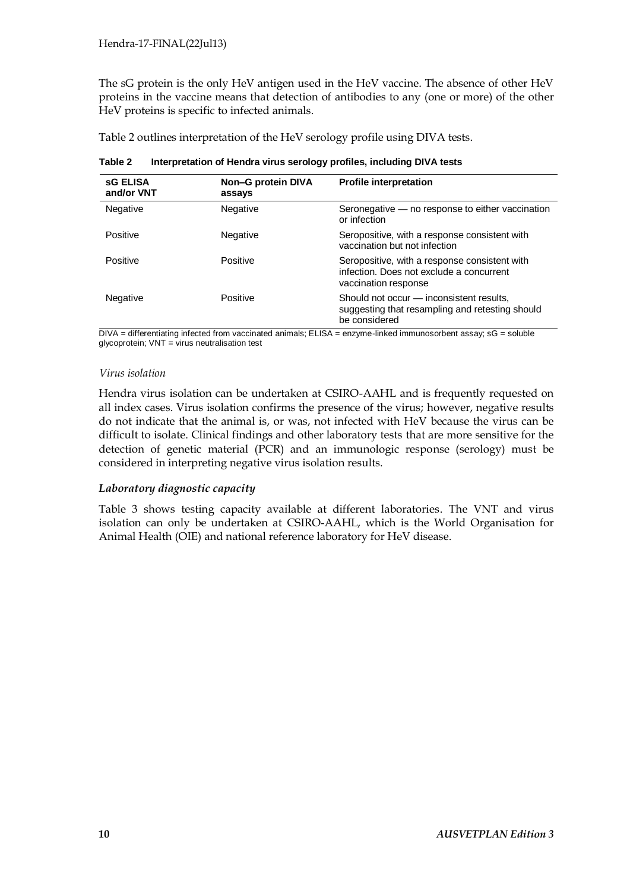The sG protein is the only HeV antigen used in the HeV vaccine. The absence of other HeV proteins in the vaccine means that detection of antibodies to any (one or more) of the other HeV proteins is specific to infected animals.

Table 2 outlines interpretation of the HeV serology profile using DIVA tests.

**Table 2 Interpretation of Hendra virus serology profiles, including DIVA tests**

| sG ELISA and/or VNT | Non–G protein DIVA assays | Profile interpretation |
| --- | --- | --- |
| Negative | Negative | Seronegative — no response to either vaccination or infection |
| Positive | Negative | Seropositive, with a response consistent with vaccination but not infection |
| Positive | Positive | Seropositive, with a response consistent with infection. Does not exclude a concurrent vaccination response |
| Negative | Positive | Should not occur — inconsistent results, suggesting that resampling and retesting should be considered |

DIVA = differentiating infected from vaccinated animals; ELISA = enzyme-linked immunosorbent assay; sG = soluble glycoprotein; VNT = virus neutralisation test

*Virus isolation*

Hendra virus isolation can be undertaken at CSIRO-AAHL and is frequently requested on all index cases. Virus isolation confirms the presence of the virus; however, negative results do not indicate that the animal is, or was, not infected with HeV because the virus can be difficult to isolate. Clinical findings and other laboratory tests that are more sensitive for the detection of genetic material (PCR) and an immunologic response (serology) must be considered in interpreting negative virus isolation results.

***Laboratory diagnostic capacity***

Table 3 shows testing capacity available at different laboratories. The VNT and virus isolation can only be undertaken at CSIRO-AAHL, which is the World Organisation for Animal Health (OIE) and national reference laboratory for HeV disease.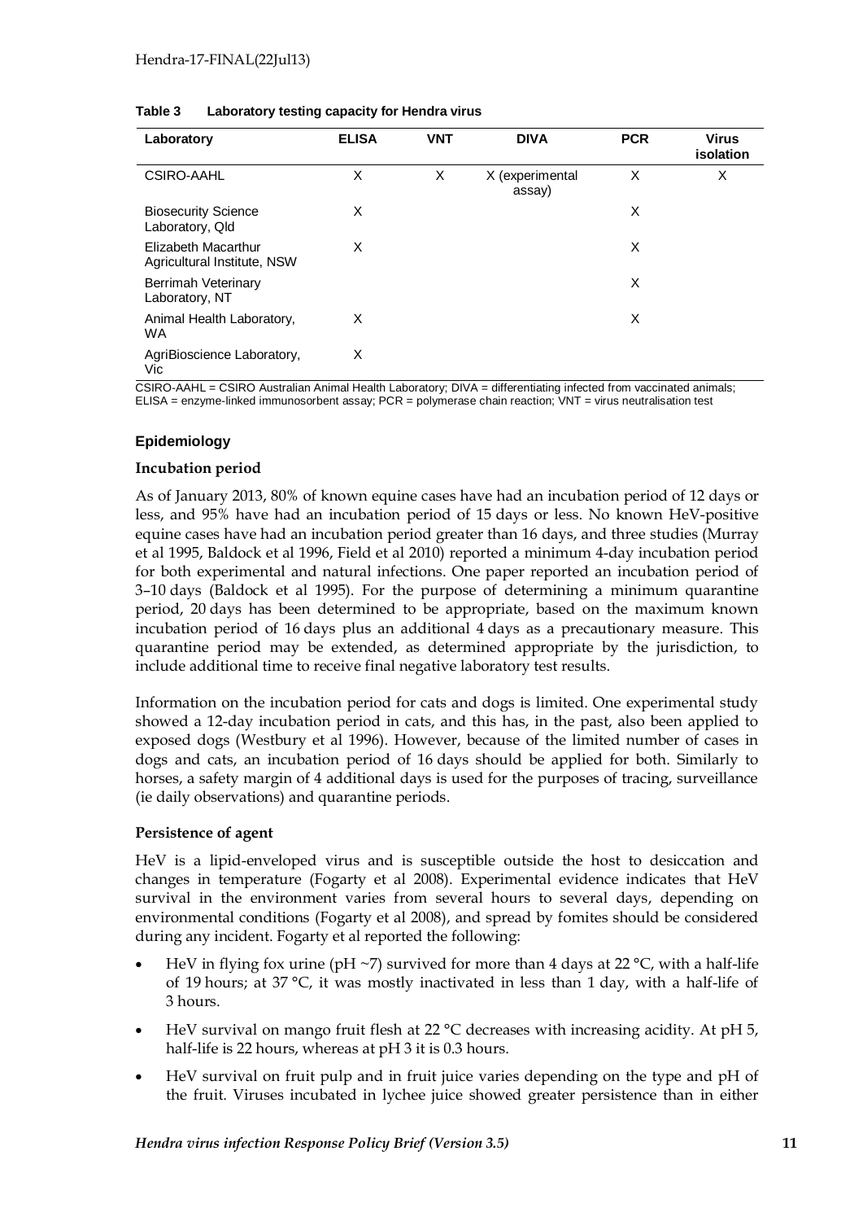**Table 3 Laboratory testing capacity for Hendra virus**

| Laboratory | ELISA | VNT | DIVA | PCR | Virus isolation |
|---|---|---|---|---|---|
| CSIRO-AAHL | X | X | X (experimental assay) | X | X |
| Biosecurity Science Laboratory, Qld | X | | | X | |
| Elizabeth Macarthur Agricultural Institute, NSW | X | | | X | |
| Berrimah Veterinary Laboratory, NT | | | | X | |
| Animal Health Laboratory, WA | X | | | X | |
| AgriBioscience Laboratory, Vic | X | | | | |

CSIRO-AAHL = CSIRO Australian Animal Health Laboratory; DIVA = differentiating infected from vaccinated animals; ELISA = enzyme-linked immunosorbent assay; PCR = polymerase chain reaction; VNT = virus neutralisation test

## Epidemiology

### Incubation period

As of January 2013, 80% of known equine cases have had an incubation period of 12 days or less, and 95% have had an incubation period of 15 days or less. No known HeV-positive equine cases have had an incubation period greater than 16 days, and three studies (Murray et al 1995, Baldock et al 1996, Field et al 2010) reported a minimum 4-day incubation period for both experimental and natural infections. One paper reported an incubation period of 3–10 days (Baldock et al 1995). For the purpose of determining a minimum quarantine period, 20 days has been determined to be appropriate, based on the maximum known incubation period of 16 days plus an additional 4 days as a precautionary measure. This quarantine period may be extended, as determined appropriate by the jurisdiction, to include additional time to receive final negative laboratory test results.

Information on the incubation period for cats and dogs is limited. One experimental study showed a 12-day incubation period in cats, and this has, in the past, also been applied to exposed dogs (Westbury et al 1996). However, because of the limited number of cases in dogs and cats, an incubation period of 16 days should be applied for both. Similarly to horses, a safety margin of 4 additional days is used for the purposes of tracing, surveillance (ie daily observations) and quarantine periods.

### Persistence of agent

HeV is a lipid-enveloped virus and is susceptible outside the host to desiccation and changes in temperature (Fogarty et al 2008). Experimental evidence indicates that HeV survival in the environment varies from several hours to several days, depending on environmental conditions (Fogarty et al 2008), and spread by fomites should be considered during any incident. Fogarty et al reported the following:

- HeV in flying fox urine (pH ~7) survived for more than 4 days at 22 °C, with a half-life of 19 hours; at 37 °C, it was mostly inactivated in less than 1 day, with a half-life of 3 hours.
- HeV survival on mango fruit flesh at 22 °C decreases with increasing acidity. At pH 5, half-life is 22 hours, whereas at pH 3 it is 0.3 hours.
- HeV survival on fruit pulp and in fruit juice varies depending on the type and pH of the fruit. Viruses incubated in lychee juice showed greater persistence than in either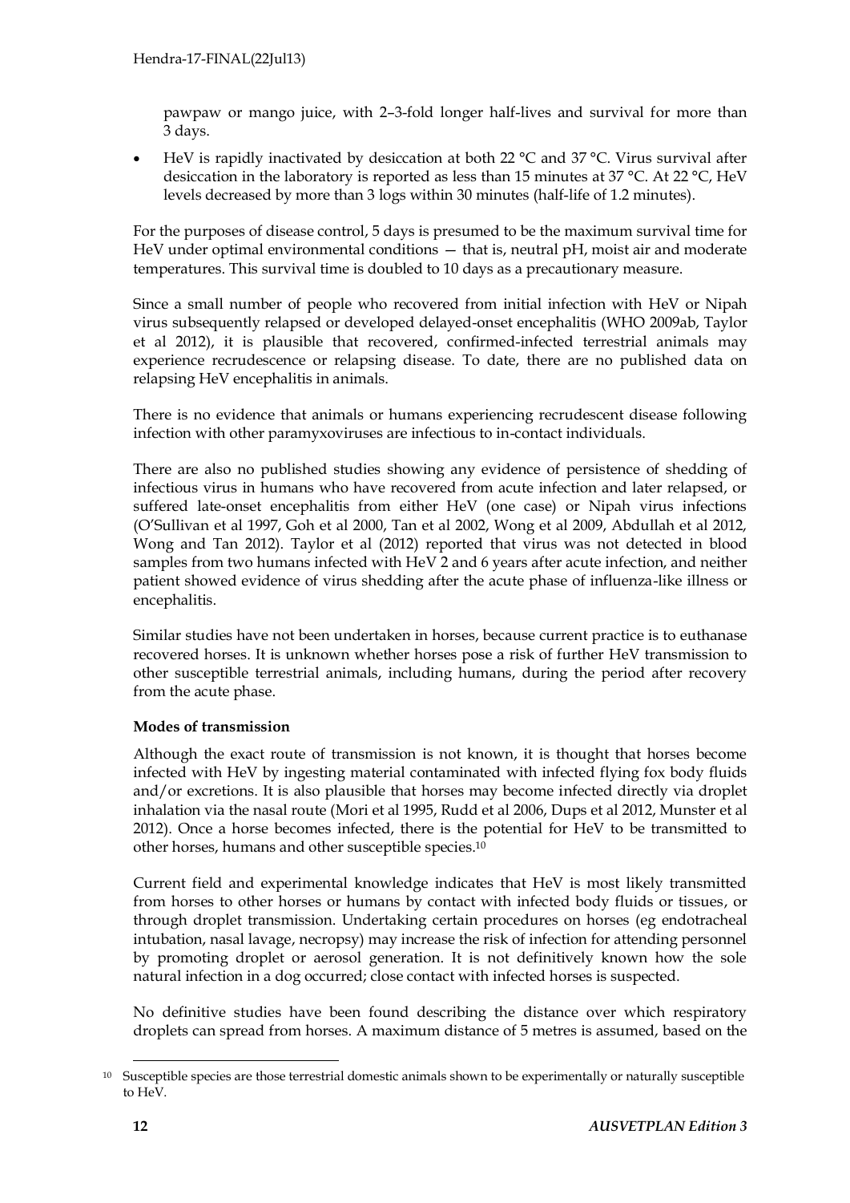pawpaw or mango juice, with 2–3-fold longer half-lives and survival for more than 3 days.

- HeV is rapidly inactivated by desiccation at both 22 °C and 37 °C. Virus survival after desiccation in the laboratory is reported as less than 15 minutes at 37 °C. At 22 °C, HeV levels decreased by more than 3 logs within 30 minutes (half-life of 1.2 minutes).

For the purposes of disease control, 5 days is presumed to be the maximum survival time for HeV under optimal environmental conditions — that is, neutral pH, moist air and moderate temperatures. This survival time is doubled to 10 days as a precautionary measure.

Since a small number of people who recovered from initial infection with HeV or Nipah virus subsequently relapsed or developed delayed-onset encephalitis (WHO 2009ab, Taylor et al 2012), it is plausible that recovered, confirmed-infected terrestrial animals may experience recrudescence or relapsing disease. To date, there are no published data on relapsing HeV encephalitis in animals.

There is no evidence that animals or humans experiencing recrudescent disease following infection with other paramyxoviruses are infectious to in-contact individuals.

There are also no published studies showing any evidence of persistence of shedding of infectious virus in humans who have recovered from acute infection and later relapsed, or suffered late-onset encephalitis from either HeV (one case) or Nipah virus infections (O'Sullivan et al 1997, Goh et al 2000, Tan et al 2002, Wong et al 2009, Abdullah et al 2012, Wong and Tan 2012). Taylor et al (2012) reported that virus was not detected in blood samples from two humans infected with HeV 2 and 6 years after acute infection, and neither patient showed evidence of virus shedding after the acute phase of influenza-like illness or encephalitis.

Similar studies have not been undertaken in horses, because current practice is to euthanase recovered horses. It is unknown whether horses pose a risk of further HeV transmission to other susceptible terrestrial animals, including humans, during the period after recovery from the acute phase.

**Modes of transmission**

Although the exact route of transmission is not known, it is thought that horses become infected with HeV by ingesting material contaminated with infected flying fox body fluids and/or excretions. It is also plausible that horses may become infected directly via droplet inhalation via the nasal route (Mori et al 1995, Rudd et al 2006, Dups et al 2012, Munster et al 2012). Once a horse becomes infected, there is the potential for HeV to be transmitted to other horses, humans and other susceptible species.[10]

Current field and experimental knowledge indicates that HeV is most likely transmitted from horses to other horses or humans by contact with infected body fluids or tissues, or through droplet transmission. Undertaking certain procedures on horses (eg endotracheal intubation, nasal lavage, necropsy) may increase the risk of infection for attending personnel by promoting droplet or aerosol generation. It is not definitively known how the sole natural infection in a dog occurred; close contact with infected horses is suspected.

No definitive studies have been found describing the distance over which respiratory droplets can spread from horses. A maximum distance of 5 metres is assumed, based on the

[10] Susceptible species are those terrestrial domestic animals shown to be experimentally or naturally susceptible to HeV.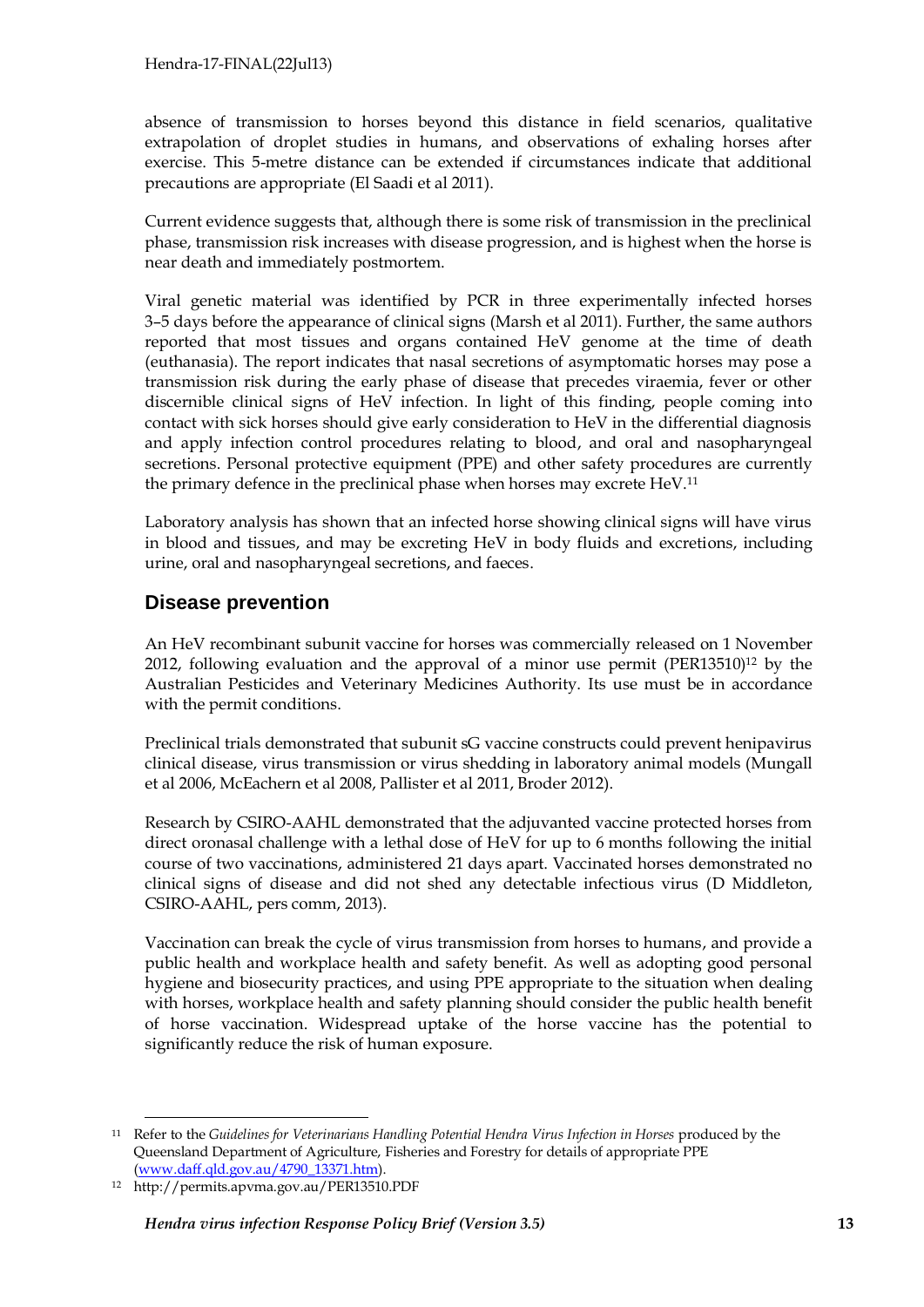absence of transmission to horses beyond this distance in field scenarios, qualitative extrapolation of droplet studies in humans, and observations of exhaling horses after exercise. This 5-metre distance can be extended if circumstances indicate that additional precautions are appropriate (El Saadi et al 2011).

Current evidence suggests that, although there is some risk of transmission in the preclinical phase, transmission risk increases with disease progression, and is highest when the horse is near death and immediately postmortem.

Viral genetic material was identified by PCR in three experimentally infected horses 3–5 days before the appearance of clinical signs (Marsh et al 2011). Further, the same authors reported that most tissues and organs contained HeV genome at the time of death (euthanasia). The report indicates that nasal secretions of asymptomatic horses may pose a transmission risk during the early phase of disease that precedes viraemia, fever or other discernible clinical signs of HeV infection. In light of this finding, people coming into contact with sick horses should give early consideration to HeV in the differential diagnosis and apply infection control procedures relating to blood, and oral and nasopharyngeal secretions. Personal protective equipment (PPE) and other safety procedures are currently the primary defence in the preclinical phase when horses may excrete HeV.[11]

Laboratory analysis has shown that an infected horse showing clinical signs will have virus in blood and tissues, and may be excreting HeV in body fluids and excretions, including urine, oral and nasopharyngeal secretions, and faeces.

## Disease prevention

An HeV recombinant subunit vaccine for horses was commercially released on 1 November 2012, following evaluation and the approval of a minor use permit (PER13510)[12] by the Australian Pesticides and Veterinary Medicines Authority. Its use must be in accordance with the permit conditions.

Preclinical trials demonstrated that subunit sG vaccine constructs could prevent henipavirus clinical disease, virus transmission or virus shedding in laboratory animal models (Mungall et al 2006, McEachern et al 2008, Pallister et al 2011, Broder 2012).

Research by CSIRO-AAHL demonstrated that the adjuvanted vaccine protected horses from direct oronasal challenge with a lethal dose of HeV for up to 6 months following the initial course of two vaccinations, administered 21 days apart. Vaccinated horses demonstrated no clinical signs of disease and did not shed any detectable infectious virus (D Middleton, CSIRO-AAHL, pers comm, 2013).

Vaccination can break the cycle of virus transmission from horses to humans, and provide a public health and workplace health and safety benefit. As well as adopting good personal hygiene and biosecurity practices, and using PPE appropriate to the situation when dealing with horses, workplace health and safety planning should consider the public health benefit of horse vaccination. Widespread uptake of the horse vaccine has the potential to significantly reduce the risk of human exposure.

---

[11] Refer to the *Guidelines for Veterinarians Handling Potential Hendra Virus Infection in Horses* produced by the Queensland Department of Agriculture, Fisheries and Forestry for details of appropriate PPE (www.daff.qld.gov.au/4790_13371.htm).

[12] http://permits.apvma.gov.au/PER13510.PDF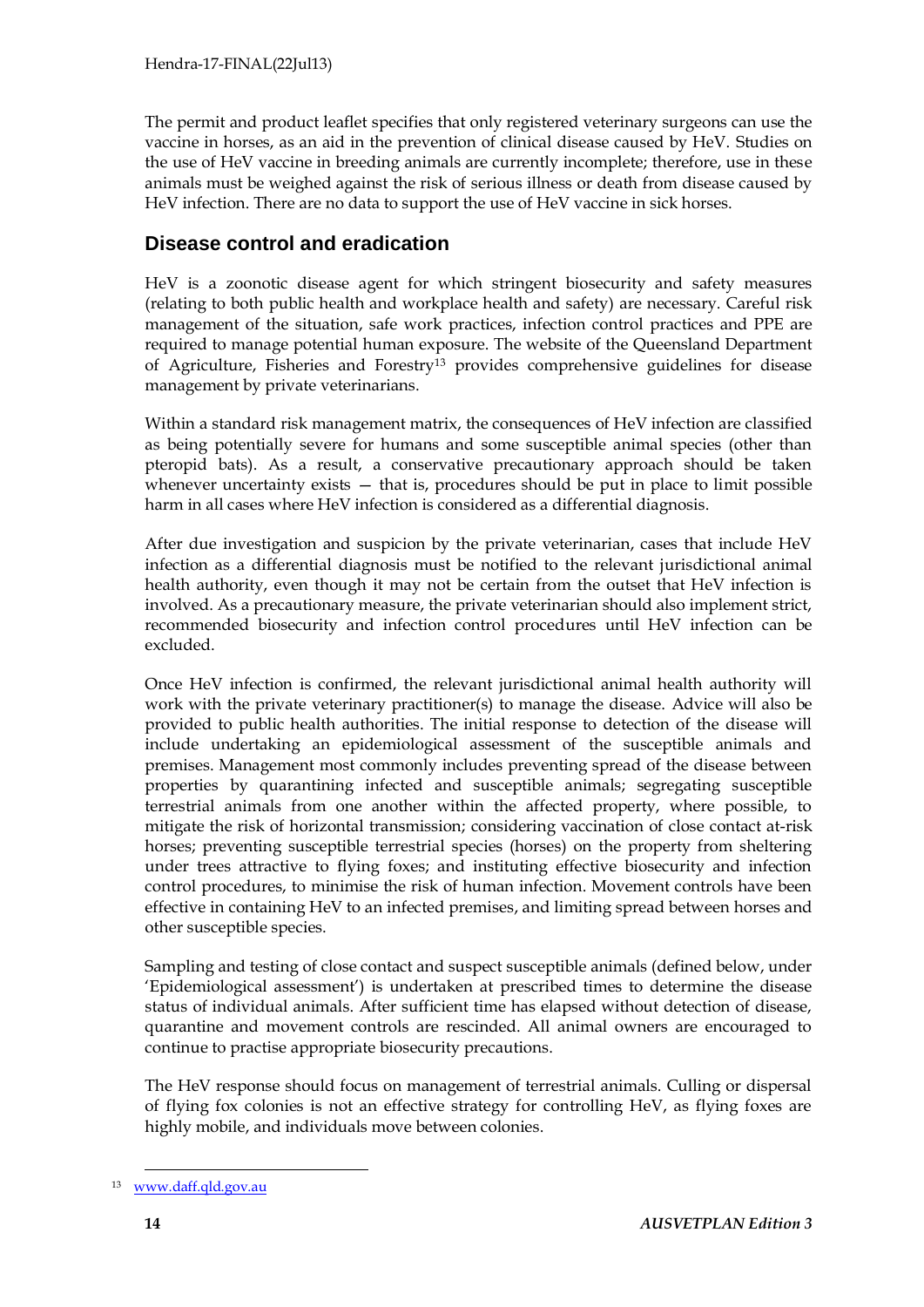The permit and product leaflet specifies that only registered veterinary surgeons can use the vaccine in horses, as an aid in the prevention of clinical disease caused by HeV. Studies on the use of HeV vaccine in breeding animals are currently incomplete; therefore, use in these animals must be weighed against the risk of serious illness or death from disease caused by HeV infection. There are no data to support the use of HeV vaccine in sick horses.

## Disease control and eradication

HeV is a zoonotic disease agent for which stringent biosecurity and safety measures (relating to both public health and workplace health and safety) are necessary. Careful risk management of the situation, safe work practices, infection control practices and PPE are required to manage potential human exposure. The website of the Queensland Department of Agriculture, Fisheries and Forestry[13] provides comprehensive guidelines for disease management by private veterinarians.

Within a standard risk management matrix, the consequences of HeV infection are classified as being potentially severe for humans and some susceptible animal species (other than pteropid bats). As a result, a conservative precautionary approach should be taken whenever uncertainty exists — that is, procedures should be put in place to limit possible harm in all cases where HeV infection is considered as a differential diagnosis.

After due investigation and suspicion by the private veterinarian, cases that include HeV infection as a differential diagnosis must be notified to the relevant jurisdictional animal health authority, even though it may not be certain from the outset that HeV infection is involved. As a precautionary measure, the private veterinarian should also implement strict, recommended biosecurity and infection control procedures until HeV infection can be excluded.

Once HeV infection is confirmed, the relevant jurisdictional animal health authority will work with the private veterinary practitioner(s) to manage the disease. Advice will also be provided to public health authorities. The initial response to detection of the disease will include undertaking an epidemiological assessment of the susceptible animals and premises. Management most commonly includes preventing spread of the disease between properties by quarantining infected and susceptible animals; segregating susceptible terrestrial animals from one another within the affected property, where possible, to mitigate the risk of horizontal transmission; considering vaccination of close contact at-risk horses; preventing susceptible terrestrial species (horses) on the property from sheltering under trees attractive to flying foxes; and instituting effective biosecurity and infection control procedures, to minimise the risk of human infection. Movement controls have been effective in containing HeV to an infected premises, and limiting spread between horses and other susceptible species.

Sampling and testing of close contact and suspect susceptible animals (defined below, under 'Epidemiological assessment') is undertaken at prescribed times to determine the disease status of individual animals. After sufficient time has elapsed without detection of disease, quarantine and movement controls are rescinded. All animal owners are encouraged to continue to practise appropriate biosecurity precautions.

The HeV response should focus on management of terrestrial animals. Culling or dispersal of flying fox colonies is not an effective strategy for controlling HeV, as flying foxes are highly mobile, and individuals move between colonies.

[13] www.daff.qld.gov.au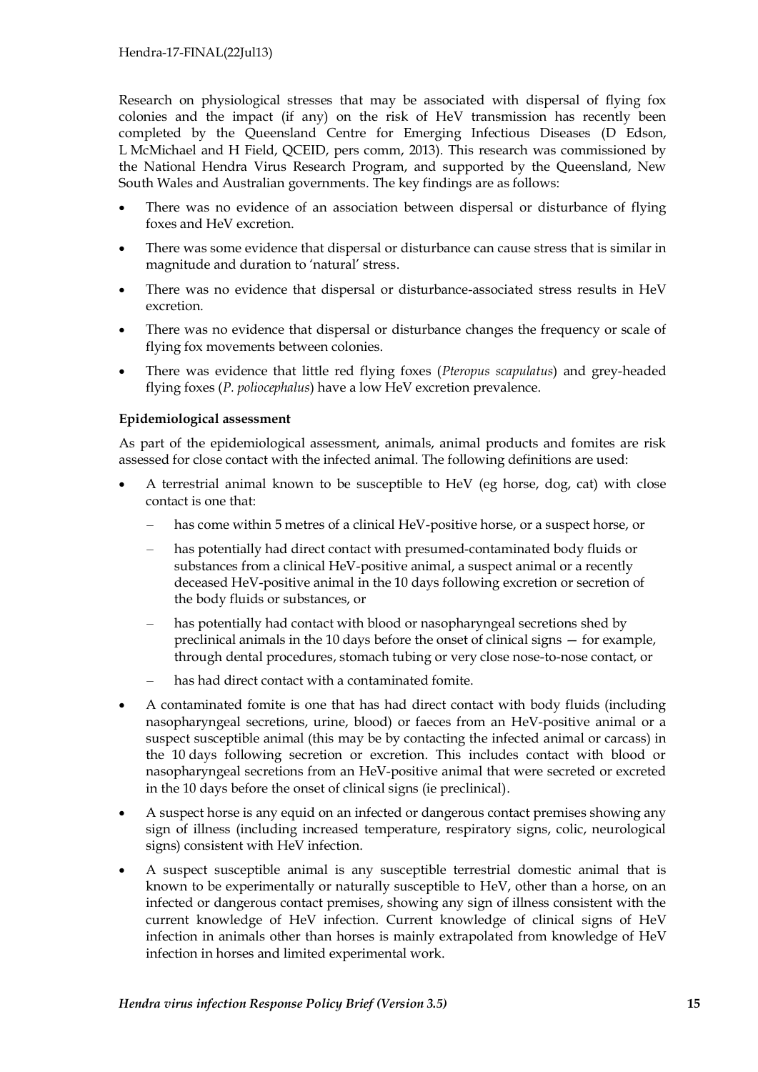Research on physiological stresses that may be associated with dispersal of flying fox colonies and the impact (if any) on the risk of HeV transmission has recently been completed by the Queensland Centre for Emerging Infectious Diseases (D Edson, L McMichael and H Field, QCEID, pers comm, 2013). This research was commissioned by the National Hendra Virus Research Program, and supported by the Queensland, New South Wales and Australian governments. The key findings are as follows:

- There was no evidence of an association between dispersal or disturbance of flying foxes and HeV excretion.
- There was some evidence that dispersal or disturbance can cause stress that is similar in magnitude and duration to 'natural' stress.
- There was no evidence that dispersal or disturbance-associated stress results in HeV excretion.
- There was no evidence that dispersal or disturbance changes the frequency or scale of flying fox movements between colonies.
- There was evidence that little red flying foxes (*Pteropus scapulatus*) and grey-headed flying foxes (*P. poliocephalus*) have a low HeV excretion prevalence.

**Epidemiological assessment**

As part of the epidemiological assessment, animals, animal products and fomites are risk assessed for close contact with the infected animal. The following definitions are used:

- A terrestrial animal known to be susceptible to HeV (eg horse, dog, cat) with close contact is one that:
  - has come within 5 metres of a clinical HeV-positive horse, or a suspect horse, or
  - has potentially had direct contact with presumed-contaminated body fluids or substances from a clinical HeV-positive animal, a suspect animal or a recently deceased HeV-positive animal in the 10 days following excretion or secretion of the body fluids or substances, or
  - has potentially had contact with blood or nasopharyngeal secretions shed by preclinical animals in the 10 days before the onset of clinical signs — for example, through dental procedures, stomach tubing or very close nose-to-nose contact, or
  - has had direct contact with a contaminated fomite.
- A contaminated fomite is one that has had direct contact with body fluids (including nasopharyngeal secretions, urine, blood) or faeces from an HeV-positive animal or a suspect susceptible animal (this may be by contacting the infected animal or carcass) in the 10 days following secretion or excretion. This includes contact with blood or nasopharyngeal secretions from an HeV-positive animal that were secreted or excreted in the 10 days before the onset of clinical signs (ie preclinical).
- A suspect horse is any equid on an infected or dangerous contact premises showing any sign of illness (including increased temperature, respiratory signs, colic, neurological signs) consistent with HeV infection.
- A suspect susceptible animal is any susceptible terrestrial domestic animal that is known to be experimentally or naturally susceptible to HeV, other than a horse, on an infected or dangerous contact premises, showing any sign of illness consistent with the current knowledge of HeV infection. Current knowledge of clinical signs of HeV infection in animals other than horses is mainly extrapolated from knowledge of HeV infection in horses and limited experimental work.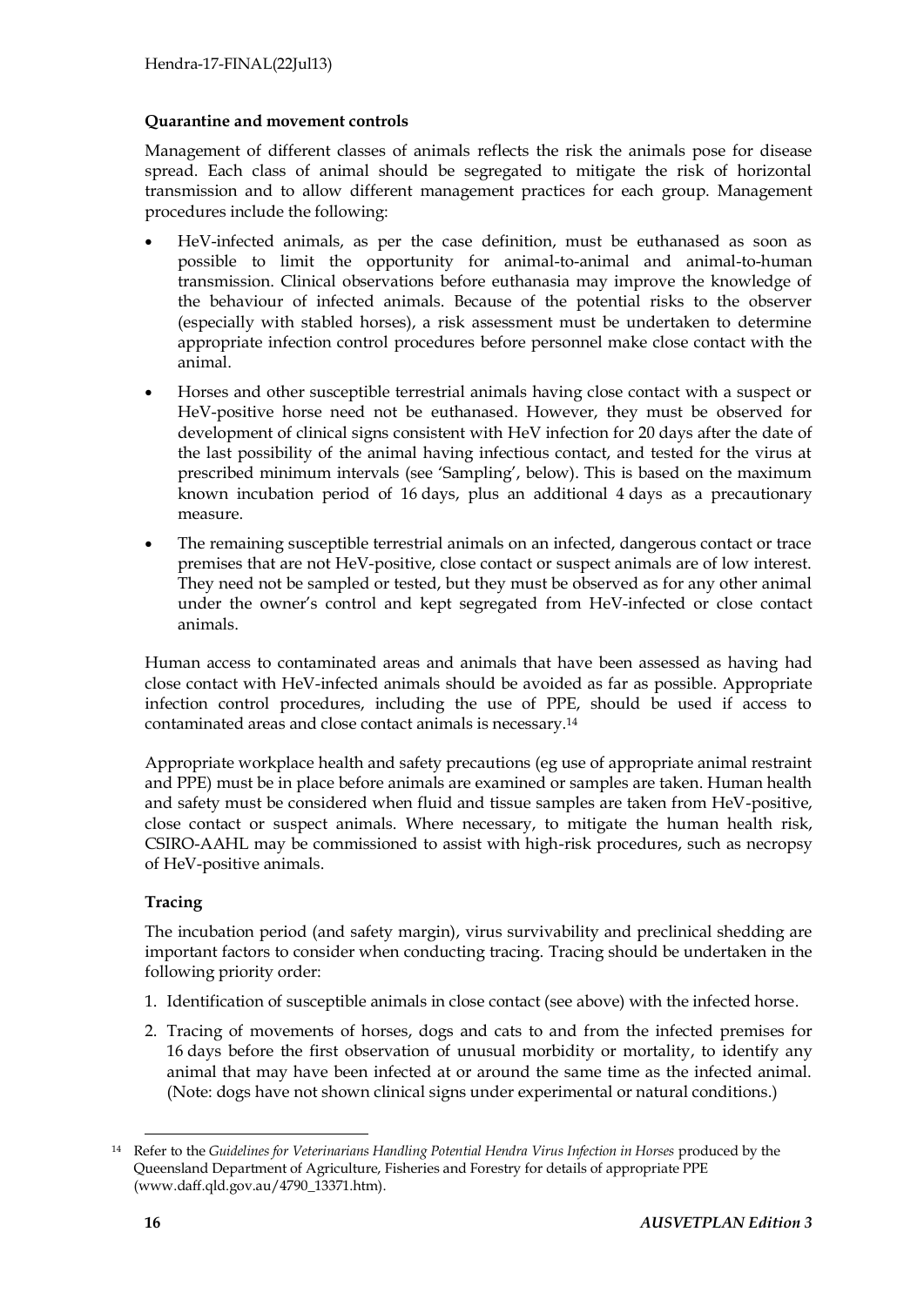#### Quarantine and movement controls

Management of different classes of animals reflects the risk the animals pose for disease spread. Each class of animal should be segregated to mitigate the risk of horizontal transmission and to allow different management practices for each group. Management procedures include the following:

- HeV-infected animals, as per the case definition, must be euthanased as soon as possible to limit the opportunity for animal-to-animal and animal-to-human transmission. Clinical observations before euthanasia may improve the knowledge of the behaviour of infected animals. Because of the potential risks to the observer (especially with stabled horses), a risk assessment must be undertaken to determine appropriate infection control procedures before personnel make close contact with the animal.
- Horses and other susceptible terrestrial animals having close contact with a suspect or HeV-positive horse need not be euthanased. However, they must be observed for development of clinical signs consistent with HeV infection for 20 days after the date of the last possibility of the animal having infectious contact, and tested for the virus at prescribed minimum intervals (see 'Sampling', below). This is based on the maximum known incubation period of 16 days, plus an additional 4 days as a precautionary measure.
- The remaining susceptible terrestrial animals on an infected, dangerous contact or trace premises that are not HeV-positive, close contact or suspect animals are of low interest. They need not be sampled or tested, but they must be observed as for any other animal under the owner's control and kept segregated from HeV-infected or close contact animals.

Human access to contaminated areas and animals that have been assessed as having had close contact with HeV-infected animals should be avoided as far as possible. Appropriate infection control procedures, including the use of PPE, should be used if access to contaminated areas and close contact animals is necessary.[14]

Appropriate workplace health and safety precautions (eg use of appropriate animal restraint and PPE) must be in place before animals are examined or samples are taken. Human health and safety must be considered when fluid and tissue samples are taken from HeV-positive, close contact or suspect animals. Where necessary, to mitigate the human health risk, CSIRO-AAHL may be commissioned to assist with high-risk procedures, such as necropsy of HeV-positive animals.

#### Tracing

The incubation period (and safety margin), virus survivability and preclinical shedding are important factors to consider when conducting tracing. Tracing should be undertaken in the following priority order:

1. Identification of susceptible animals in close contact (see above) with the infected horse.
2. Tracing of movements of horses, dogs and cats to and from the infected premises for 16 days before the first observation of unusual morbidity or mortality, to identify any animal that may have been infected at or around the same time as the infected animal. (Note: dogs have not shown clinical signs under experimental or natural conditions.)

[14] Refer to the *Guidelines for Veterinarians Handling Potential Hendra Virus Infection in Horses* produced by the Queensland Department of Agriculture, Fisheries and Forestry for details of appropriate PPE (www.daff.qld.gov.au/4790_13371.htm).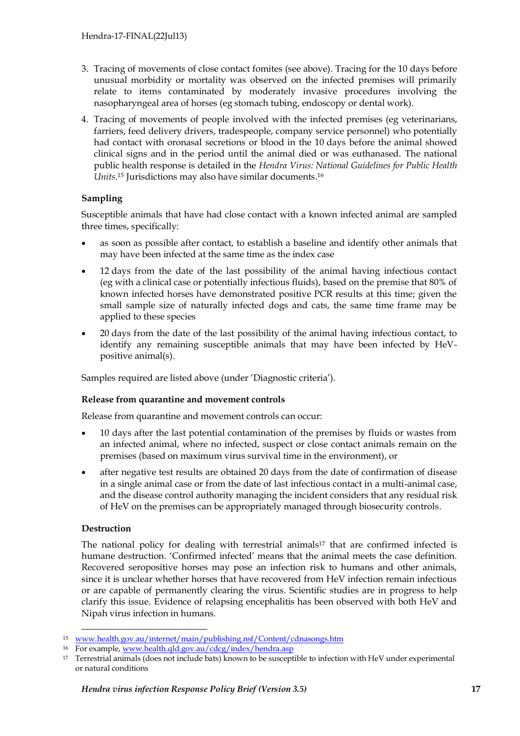3. Tracing of movements of close contact fomites (see above). Tracing for the 10 days before unusual morbidity or mortality was observed on the infected premises will primarily relate to items contaminated by moderately invasive procedures involving the nasopharyngeal area of horses (eg stomach tubing, endoscopy or dental work).

4. Tracing of movements of people involved with the infected premises (eg veterinarians, farriers, feed delivery drivers, tradespeople, company service personnel) who potentially had contact with oronasal secretions or blood in the 10 days before the animal showed clinical signs and in the period until the animal died or was euthanased. The national public health response is detailed in the *Hendra Virus: National Guidelines for Public Health Units*.[15] Jurisdictions may also have similar documents.[16]

### Sampling

Susceptible animals that have had close contact with a known infected animal are sampled three times, specifically:

- as soon as possible after contact, to establish a baseline and identify other animals that may have been infected at the same time as the index case
- 12 days from the date of the last possibility of the animal having infectious contact (eg with a clinical case or potentially infectious fluids), based on the premise that 80% of known infected horses have demonstrated positive PCR results at this time; given the small sample size of naturally infected dogs and cats, the same time frame may be applied to these species
- 20 days from the date of the last possibility of the animal having infectious contact, to identify any remaining susceptible animals that may have been infected by HeV-positive animal(s).

Samples required are listed above (under 'Diagnostic criteria').

### Release from quarantine and movement controls

Release from quarantine and movement controls can occur:

- 10 days after the last potential contamination of the premises by fluids or wastes from an infected animal, where no infected, suspect or close contact animals remain on the premises (based on maximum virus survival time in the environment), or
- after negative test results are obtained 20 days from the date of confirmation of disease in a single animal case or from the date of last infectious contact in a multi-animal case, and the disease control authority managing the incident considers that any residual risk of HeV on the premises can be appropriately managed through biosecurity controls.

### Destruction

The national policy for dealing with terrestrial animals[17] that are confirmed infected is humane destruction. 'Confirmed infected' means that the animal meets the case definition. Recovered seropositive horses may pose an infection risk to humans and other animals, since it is unclear whether horses that have recovered from HeV infection remain infectious or are capable of permanently clearing the virus. Scientific studies are in progress to help clarify this issue. Evidence of relapsing encephalitis has been observed with both HeV and Nipah virus infection in humans.

---

[15] www.health.gov.au/internet/main/publishing.nsf/Content/cdnasongs.htm

[16] For example, www.health.qld.gov.au/cdcg/index/hendra.asp

[17] Terrestrial animals (does not include bats) known to be susceptible to infection with HeV under experimental or natural conditions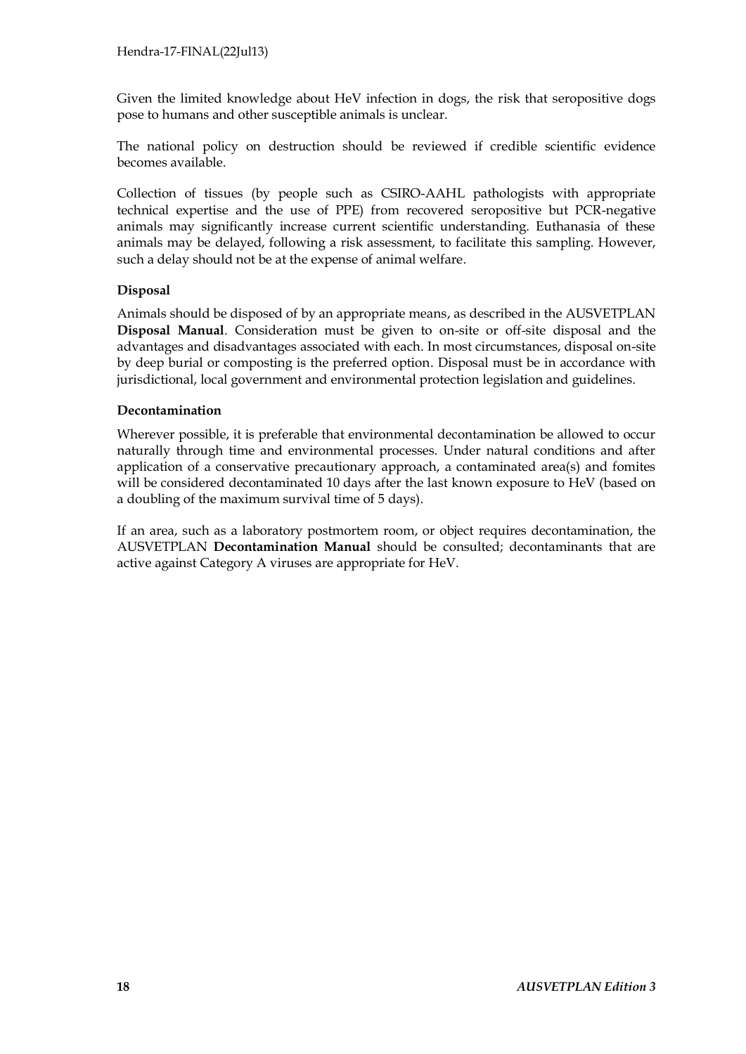Given the limited knowledge about HeV infection in dogs, the risk that seropositive dogs pose to humans and other susceptible animals is unclear.

The national policy on destruction should be reviewed if credible scientific evidence becomes available.

Collection of tissues (by people such as CSIRO-AAHL pathologists with appropriate technical expertise and the use of PPE) from recovered seropositive but PCR-negative animals may significantly increase current scientific understanding. Euthanasia of these animals may be delayed, following a risk assessment, to facilitate this sampling. However, such a delay should not be at the expense of animal welfare.

**Disposal**

Animals should be disposed of by an appropriate means, as described in the AUSVETPLAN **Disposal Manual**. Consideration must be given to on-site or off-site disposal and the advantages and disadvantages associated with each. In most circumstances, disposal on-site by deep burial or composting is the preferred option. Disposal must be in accordance with jurisdictional, local government and environmental protection legislation and guidelines.

**Decontamination**

Wherever possible, it is preferable that environmental decontamination be allowed to occur naturally through time and environmental processes. Under natural conditions and after application of a conservative precautionary approach, a contaminated area(s) and fomites will be considered decontaminated 10 days after the last known exposure to HeV (based on a doubling of the maximum survival time of 5 days).

If an area, such as a laboratory postmortem room, or object requires decontamination, the AUSVETPLAN **Decontamination Manual** should be consulted; decontaminants that are active against Category A viruses are appropriate for HeV.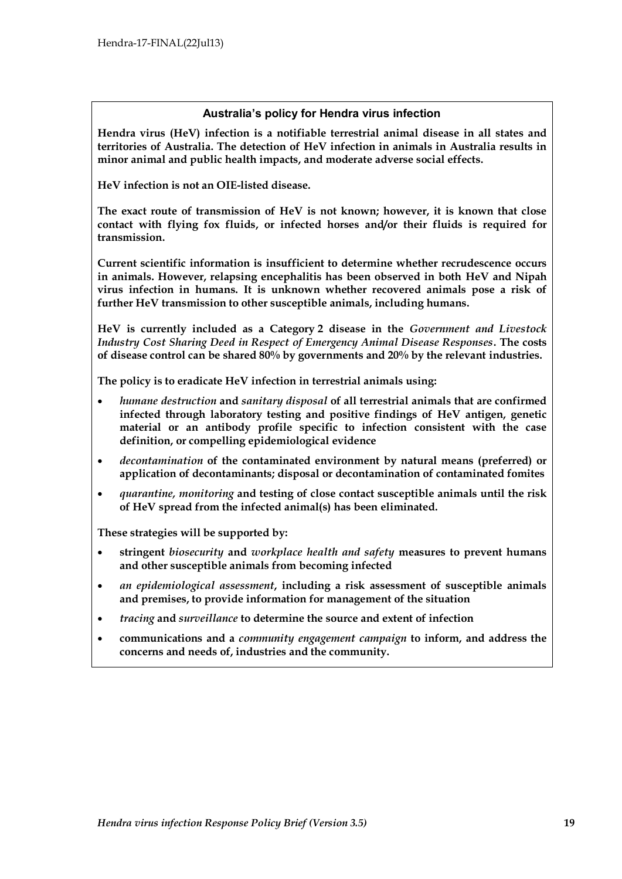## Australia's policy for Hendra virus infection

**Hendra virus (HeV) infection is a notifiable terrestrial animal disease in all states and territories of Australia. The detection of HeV infection in animals in Australia results in minor animal and public health impacts, and moderate adverse social effects.**

**HeV infection is not an OIE-listed disease.**

**The exact route of transmission of HeV is not known; however, it is known that close contact with flying fox fluids, or infected horses and/or their fluids is required for transmission.**

**Current scientific information is insufficient to determine whether recrudescence occurs in animals. However, relapsing encephalitis has been observed in both HeV and Nipah virus infection in humans. It is unknown whether recovered animals pose a risk of further HeV transmission to other susceptible animals, including humans.**

**HeV is currently included as a Category 2 disease in the *Government and Livestock Industry Cost Sharing Deed in Respect of Emergency Animal Disease Responses*. The costs of disease control can be shared 80% by governments and 20% by the relevant industries.**

**The policy is to eradicate HeV infection in terrestrial animals using:**

- ***humane destruction* and *sanitary disposal* of all terrestrial animals that are confirmed infected through laboratory testing and positive findings of HeV antigen, genetic material or an antibody profile specific to infection consistent with the case definition, or compelling epidemiological evidence**
- ***decontamination* of the contaminated environment by natural means (preferred) or application of decontaminants; disposal or decontamination of contaminated fomites**
- ***quarantine, monitoring* and testing of close contact susceptible animals until the risk of HeV spread from the infected animal(s) has been eliminated.**

**These strategies will be supported by:**

- **stringent *biosecurity* and *workplace health and safety* measures to prevent humans and other susceptible animals from becoming infected**
- ***an epidemiological assessment*, including a risk assessment of susceptible animals and premises, to provide information for management of the situation**
- ***tracing* and *surveillance* to determine the source and extent of infection**
- **communications and a *community engagement campaign* to inform, and address the concerns and needs of, industries and the community.**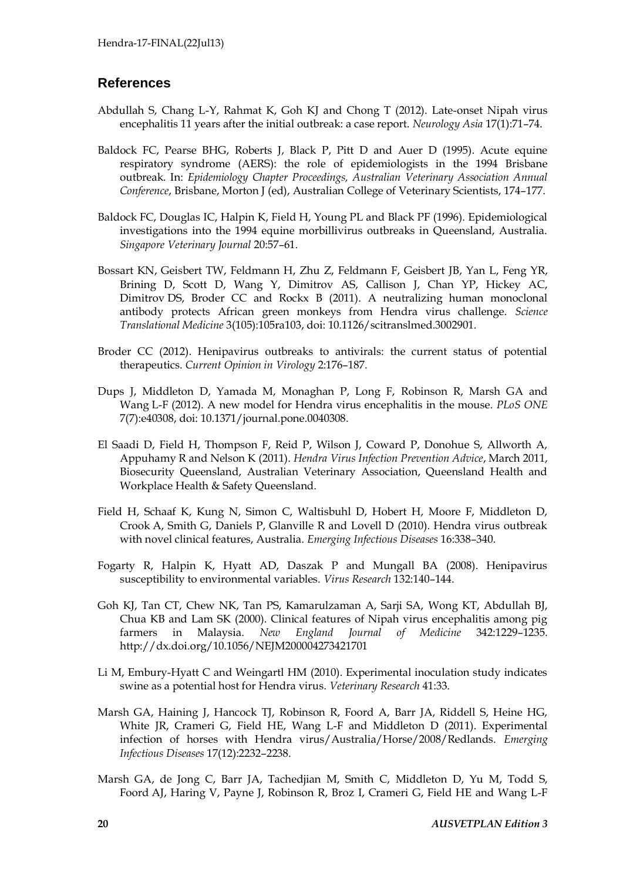## References

Abdullah S, Chang L-Y, Rahmat K, Goh KJ and Chong T (2012). Late-onset Nipah virus encephalitis 11 years after the initial outbreak: a case report. *Neurology Asia* 17(1):71–74.

Baldock FC, Pearse BHG, Roberts J, Black P, Pitt D and Auer D (1995). Acute equine respiratory syndrome (AERS): the role of epidemiologists in the 1994 Brisbane outbreak. In: *Epidemiology Chapter Proceedings, Australian Veterinary Association Annual Conference*, Brisbane, Morton J (ed), Australian College of Veterinary Scientists, 174–177.

Baldock FC, Douglas IC, Halpin K, Field H, Young PL and Black PF (1996). Epidemiological investigations into the 1994 equine morbillivirus outbreaks in Queensland, Australia. *Singapore Veterinary Journal* 20:57–61.

Bossart KN, Geisbert TW, Feldmann H, Zhu Z, Feldmann F, Geisbert JB, Yan L, Feng YR, Brining D, Scott D, Wang Y, Dimitrov AS, Callison J, Chan YP, Hickey AC, Dimitrov DS, Broder CC and Rockx B (2011). A neutralizing human monoclonal antibody protects African green monkeys from Hendra virus challenge. *Science Translational Medicine* 3(105):105ra103, doi: 10.1126/scitranslmed.3002901.

Broder CC (2012). Henipavirus outbreaks to antivirals: the current status of potential therapeutics. *Current Opinion in Virology* 2:176–187.

Dups J, Middleton D, Yamada M, Monaghan P, Long F, Robinson R, Marsh GA and Wang L-F (2012). A new model for Hendra virus encephalitis in the mouse. *PLoS ONE* 7(7):e40308, doi: 10.1371/journal.pone.0040308.

El Saadi D, Field H, Thompson F, Reid P, Wilson J, Coward P, Donohue S, Allworth A, Appuhamy R and Nelson K (2011). *Hendra Virus Infection Prevention Advice*, March 2011, Biosecurity Queensland, Australian Veterinary Association, Queensland Health and Workplace Health & Safety Queensland.

Field H, Schaaf K, Kung N, Simon C, Waltisbuhl D, Hobert H, Moore F, Middleton D, Crook A, Smith G, Daniels P, Glanville R and Lovell D (2010). Hendra virus outbreak with novel clinical features, Australia. *Emerging Infectious Diseases* 16:338–340.

Fogarty R, Halpin K, Hyatt AD, Daszak P and Mungall BA (2008). Henipavirus susceptibility to environmental variables. *Virus Research* 132:140–144.

Goh KJ, Tan CT, Chew NK, Tan PS, Kamarulzaman A, Sarji SA, Wong KT, Abdullah BJ, Chua KB and Lam SK (2000). Clinical features of Nipah virus encephalitis among pig farmers in Malaysia. *New England Journal of Medicine* 342:1229–1235. http://dx.doi.org/10.1056/NEJM200004273421701

Li M, Embury-Hyatt C and Weingartl HM (2010). Experimental inoculation study indicates swine as a potential host for Hendra virus. *Veterinary Research* 41:33.

Marsh GA, Haining J, Hancock TJ, Robinson R, Foord A, Barr JA, Riddell S, Heine HG, White JR, Crameri G, Field HE, Wang L-F and Middleton D (2011). Experimental infection of horses with Hendra virus/Australia/Horse/2008/Redlands. *Emerging Infectious Diseases* 17(12):2232–2238.

Marsh GA, de Jong C, Barr JA, Tachedjian M, Smith C, Middleton D, Yu M, Todd S, Foord AJ, Haring V, Payne J, Robinson R, Broz I, Crameri G, Field HE and Wang L-F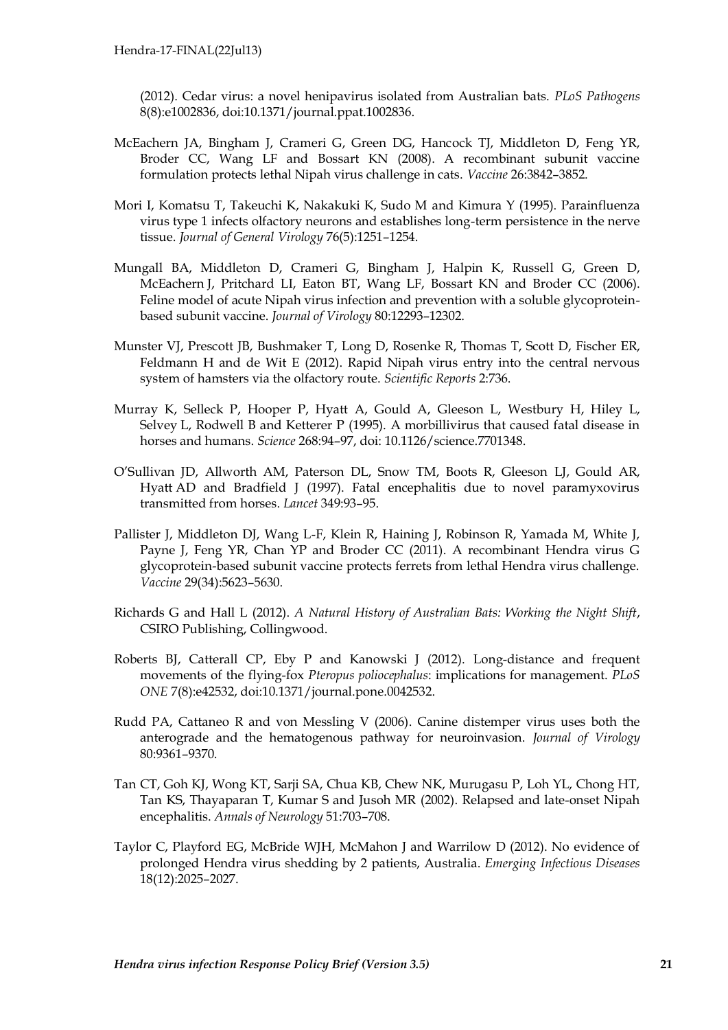(2012). Cedar virus: a novel henipavirus isolated from Australian bats. *PLoS Pathogens* 8(8):e1002836, doi:10.1371/journal.ppat.1002836.

McEachern JA, Bingham J, Crameri G, Green DG, Hancock TJ, Middleton D, Feng YR, Broder CC, Wang LF and Bossart KN (2008). A recombinant subunit vaccine formulation protects lethal Nipah virus challenge in cats. *Vaccine* 26:3842–3852.

Mori I, Komatsu T, Takeuchi K, Nakakuki K, Sudo M and Kimura Y (1995). Parainfluenza virus type 1 infects olfactory neurons and establishes long-term persistence in the nerve tissue. *Journal of General Virology* 76(5):1251–1254.

Mungall BA, Middleton D, Crameri G, Bingham J, Halpin K, Russell G, Green D, McEachern J, Pritchard LI, Eaton BT, Wang LF, Bossart KN and Broder CC (2006). Feline model of acute Nipah virus infection and prevention with a soluble glycoprotein-based subunit vaccine. *Journal of Virology* 80:12293–12302.

Munster VJ, Prescott JB, Bushmaker T, Long D, Rosenke R, Thomas T, Scott D, Fischer ER, Feldmann H and de Wit E (2012). Rapid Nipah virus entry into the central nervous system of hamsters via the olfactory route. *Scientific Reports* 2:736.

Murray K, Selleck P, Hooper P, Hyatt A, Gould A, Gleeson L, Westbury H, Hiley L, Selvey L, Rodwell B and Ketterer P (1995). A morbillivirus that caused fatal disease in horses and humans. *Science* 268:94–97, doi: 10.1126/science.7701348.

O'Sullivan JD, Allworth AM, Paterson DL, Snow TM, Boots R, Gleeson LJ, Gould AR, Hyatt AD and Bradfield J (1997). Fatal encephalitis due to novel paramyxovirus transmitted from horses. *Lancet* 349:93–95.

Pallister J, Middleton DJ, Wang L-F, Klein R, Haining J, Robinson R, Yamada M, White J, Payne J, Feng YR, Chan YP and Broder CC (2011). A recombinant Hendra virus G glycoprotein-based subunit vaccine protects ferrets from lethal Hendra virus challenge. *Vaccine* 29(34):5623–5630.

Richards G and Hall L (2012). *A Natural History of Australian Bats: Working the Night Shift*, CSIRO Publishing, Collingwood.

Roberts BJ, Catterall CP, Eby P and Kanowski J (2012). Long-distance and frequent movements of the flying-fox *Pteropus poliocephalus*: implications for management. *PLoS ONE* 7(8):e42532, doi:10.1371/journal.pone.0042532.

Rudd PA, Cattaneo R and von Messling V (2006). Canine distemper virus uses both the anterograde and the hematogenous pathway for neuroinvasion. *Journal of Virology* 80:9361–9370.

Tan CT, Goh KJ, Wong KT, Sarji SA, Chua KB, Chew NK, Murugasu P, Loh YL, Chong HT, Tan KS, Thayaparan T, Kumar S and Jusoh MR (2002). Relapsed and late-onset Nipah encephalitis. *Annals of Neurology* 51:703–708.

Taylor C, Playford EG, McBride WJH, McMahon J and Warrilow D (2012). No evidence of prolonged Hendra virus shedding by 2 patients, Australia. *Emerging Infectious Diseases* 18(12):2025–2027.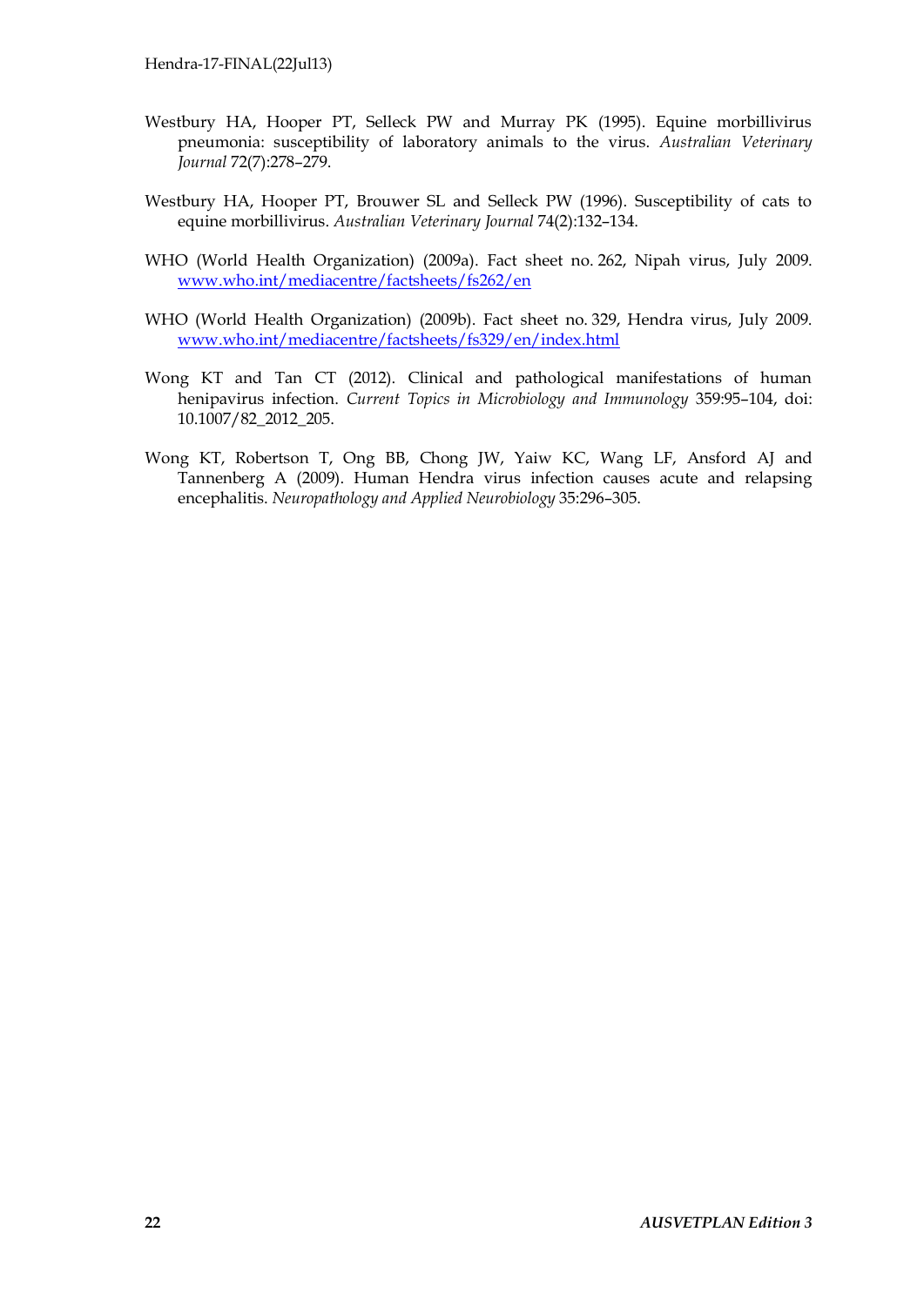Westbury HA, Hooper PT, Selleck PW and Murray PK (1995). Equine morbillivirus pneumonia: susceptibility of laboratory animals to the virus. *Australian Veterinary Journal* 72(7):278–279.

Westbury HA, Hooper PT, Brouwer SL and Selleck PW (1996). Susceptibility of cats to equine morbillivirus. *Australian Veterinary Journal* 74(2):132–134.

WHO (World Health Organization) (2009a). Fact sheet no. 262, Nipah virus, July 2009. [www.who.int/mediacentre/factsheets/fs262/en](www.who.int/mediacentre/factsheets/fs262/en)

WHO (World Health Organization) (2009b). Fact sheet no. 329, Hendra virus, July 2009. [www.who.int/mediacentre/factsheets/fs329/en/index.html](www.who.int/mediacentre/factsheets/fs329/en/index.html)

Wong KT and Tan CT (2012). Clinical and pathological manifestations of human henipavirus infection. *Current Topics in Microbiology and Immunology* 359:95–104, doi: 10.1007/82_2012_205.

Wong KT, Robertson T, Ong BB, Chong JW, Yaiw KC, Wang LF, Ansford AJ and Tannenberg A (2009). Human Hendra virus infection causes acute and relapsing encephalitis. *Neuropathology and Applied Neurobiology* 35:296–305.